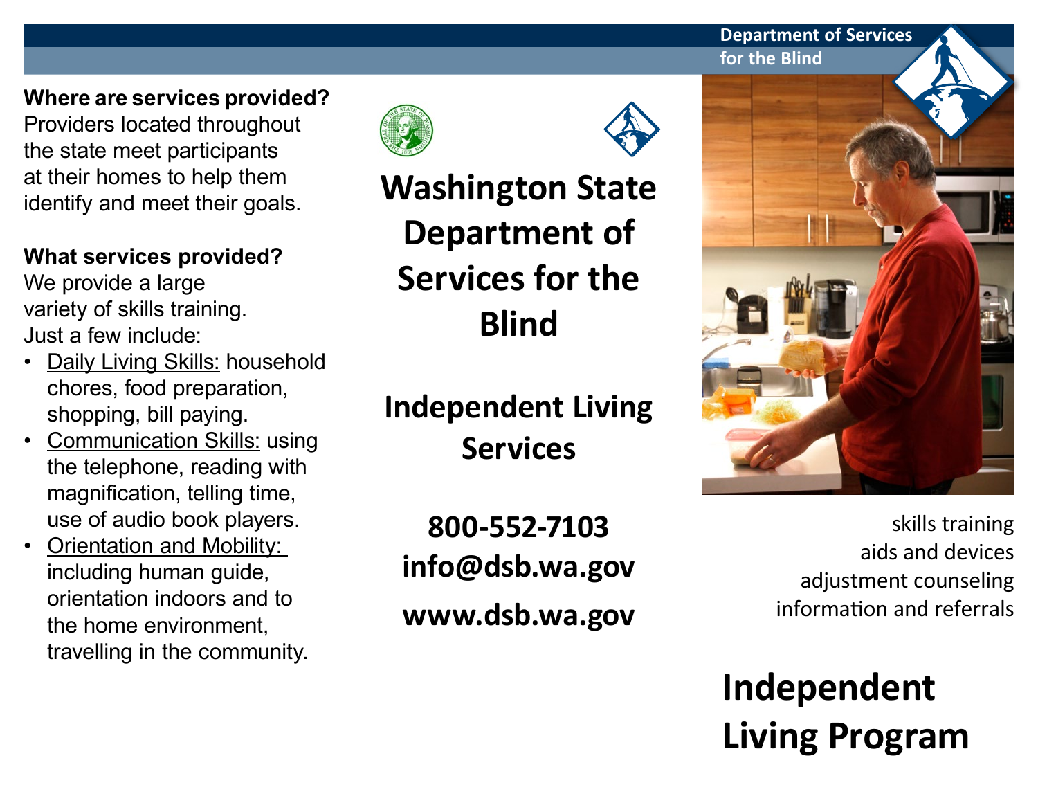**Where are services provided?**
Providers located throughout the state meet participants at their homes to help them identify and meet their goals.

**What services provided?**
We provide a large variety of skills training. Just a few include:

- Daily Living Skills: household chores, food preparation, shopping, bill paying.
- Communication Skills: using the telephone, reading with magnification, telling time, use of audio book players.
- Orientation and Mobility: including human guide, orientation indoors and to the home environment, travelling in the community.

# Washington State Department of Services for the Blind

## Independent Living Services

**800-552-7103**
**info@dsb.wa.gov**
**www.dsb.wa.gov**

Department of Services for the Blind

skills training
aids and devices
adjustment counseling
information and referrals

# Independent Living Program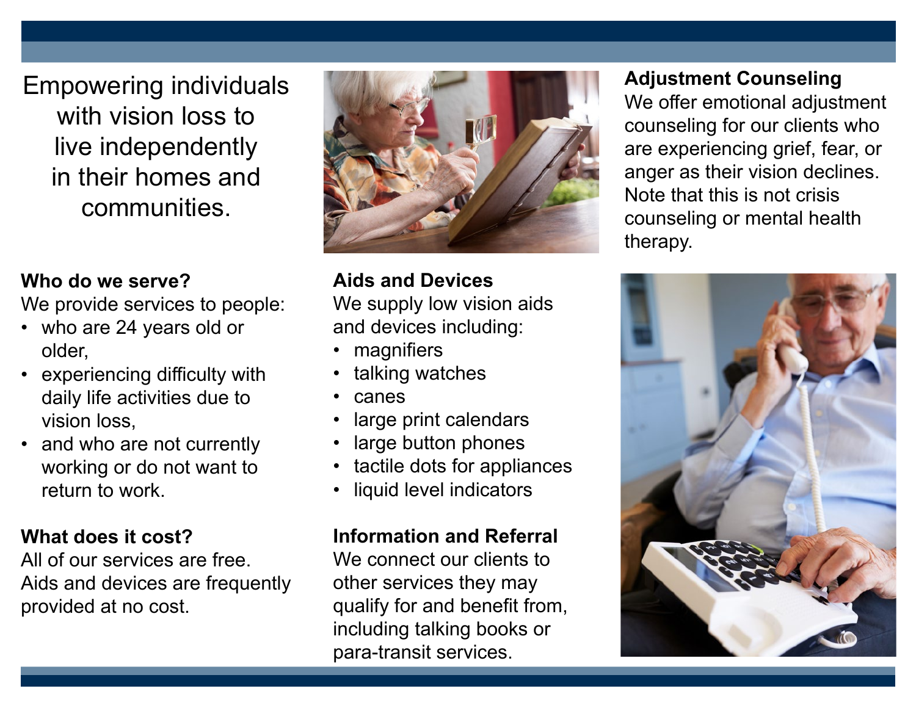Empowering individuals with vision loss to live independently in their homes and communities.

**Who do we serve?**

We provide services to people:

- who are 24 years old or older,
- experiencing difficulty with daily life activities due to vision loss,
- and who are not currently working or do not want to return to work.

**What does it cost?**

All of our services are free. Aids and devices are frequently provided at no cost.

**Aids and Devices**

We supply low vision aids and devices including:

- magnifiers
- talking watches
- canes
- large print calendars
- large button phones
- tactile dots for appliances
- liquid level indicators

**Information and Referral**

We connect our clients to other services they may qualify for and benefit from, including talking books or para-transit services.

**Adjustment Counseling**

We offer emotional adjustment counseling for our clients who are experiencing grief, fear, or anger as their vision declines. Note that this is not crisis counseling or mental health therapy.